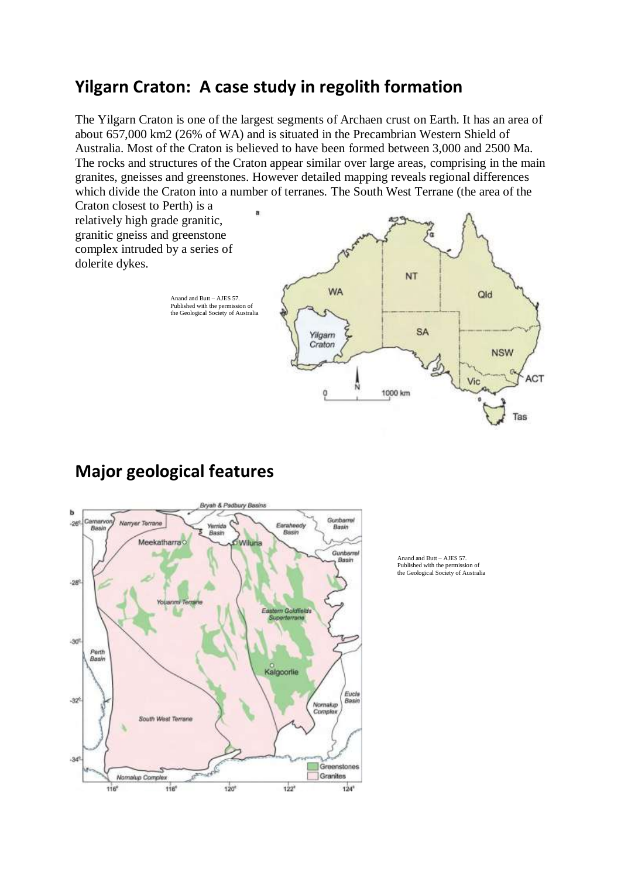## Yilgarn Craton: A case study in regolith formation

The Yilgarn Craton is one of the largest segments of Archaen crust on Earth. It has an area of about 657,000 km2 (26% of WA) and is situated in the Precambrian Western Shield of Australia. Most of the Craton is believed to have been formed between 3,000 and 2500 Ma. The rocks and structures of the Craton appear similar over large areas, comprising in the main granites, gneisses and greenstones. However detailed mapping reveals regional differences which divide the Craton into a number of terranes. The South West Terrane (the area of the Craton closest to Perth) is a relatively high grade granitic, granitic gneiss and greenstone complex intruded by a series of dolerite dykes.

Anand and Butt – AJES 57. Published with the permission of the Geological Society of Australia

## Major geological features

Anand and Butt – AJES 57. Published with the permission of the Geological Society of Australia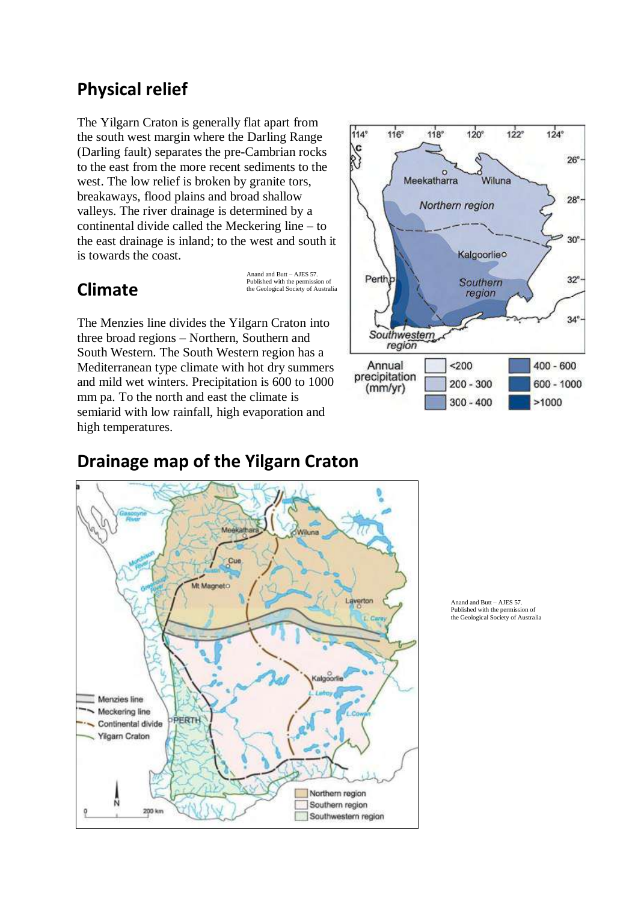## Physical relief

The Yilgarn Craton is generally flat apart from the south west margin where the Darling Range (Darling fault) separates the pre-Cambrian rocks to the east from the more recent sediments to the west. The low relief is broken by granite tors, breakaways, flood plains and broad shallow valleys. The river drainage is determined by a continental divide called the Meckering line – to the east drainage is inland; to the west and south it is towards the coast.

## Climate

Anand and Butt – AJES 57.
Published with the permission of the Geological Society of Australia

The Menzies line divides the Yilgarn Craton into three broad regions – Northern, Southern and South Western. The South Western region has a Mediterranean type climate with hot dry summers and mild wet winters. Precipitation is 600 to 1000 mm pa. To the north and east the climate is semiarid with low rainfall, high evaporation and high temperatures.

## Drainage map of the Yilgarn Craton

Anand and Butt – AJES 57.
Published with the permission of the Geological Society of Australia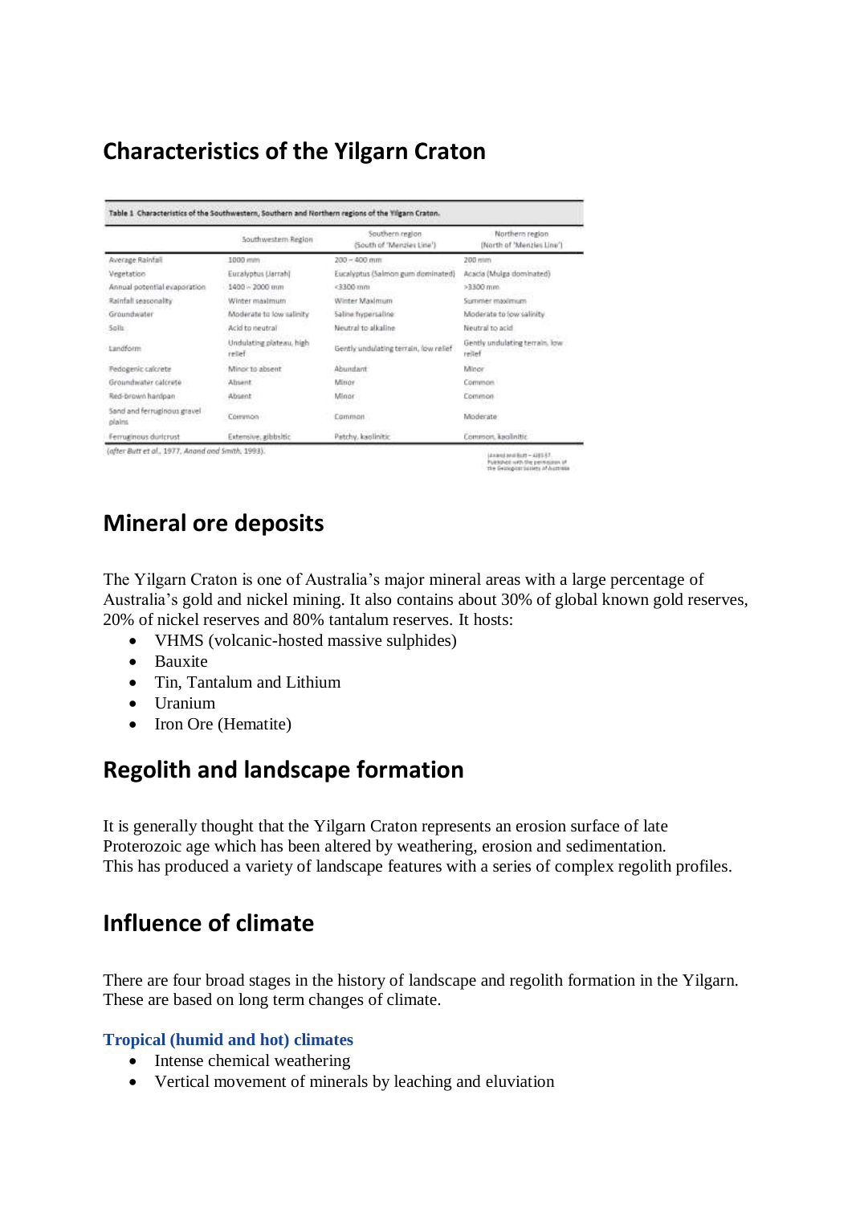## Characteristics of the Yilgarn Craton

Table 1 Characteristics of the Southwestern, Southern and Northern regions of the Yilgarn Craton.

| | Southwestern Region | Southern region (South of 'Menzies Line') | Northern region (North of 'Menzies Line') |
|---|---|---|---|
| Average Rainfall | 1000 mm | 200 – 400 mm | 200 mm |
| Vegetation | Eucalyptus (Jarrah) | Eucalyptus (Salmon gum dominated) | Acacia (Mulga dominated) |
| Annual potential evaporation | 1400 – 2000 mm | <3300 mm | >3300 mm |
| Rainfall seasonality | Winter maximum | Winter Maximum | Summer maximum |
| Groundwater | Moderate to low salinity | Saline hypersaline | Moderate to low salinity |
| Soils | Acid to neutral | Neutral to alkaline | Neutral to acid |
| Landform | Undulating plateau, high relief | Gently undulating terrain, low relief | Gently undulating terrain, low relief |
| Pedogenic calcrete | Minor to absent | Abundant | Minor |
| Groundwater calcrete | Absent | Minor | Common |
| Red-brown hardpan | Absent | Minor | Common |
| Sand and ferruginous gravel plains | Common | Common | Moderate |
| Ferruginous duricrust | Extensive, gibbsitic | Patchy, kaolinitic | Common, kaolinitic |

(after Butt et al., 1977, Anand and Smith, 1993).

(Anand and Butt – AJES 57. Published with the permission of The Geological Society of Australia)

## Mineral ore deposits

The Yilgarn Craton is one of Australia's major mineral areas with a large percentage of Australia's gold and nickel mining. It also contains about 30% of global known gold reserves, 20% of nickel reserves and 80% tantalum reserves. It hosts:

- VHMS (volcanic-hosted massive sulphides)
- Bauxite
- Tin, Tantalum and Lithium
- Uranium
- Iron Ore (Hematite)

## Regolith and landscape formation

It is generally thought that the Yilgarn Craton represents an erosion surface of late Proterozoic age which has been altered by weathering, erosion and sedimentation. This has produced a variety of landscape features with a series of complex regolith profiles.

## Influence of climate

There are four broad stages in the history of landscape and regolith formation in the Yilgarn. These are based on long term changes of climate.

### Tropical (humid and hot) climates

- Intense chemical weathering
- Vertical movement of minerals by leaching and eluviation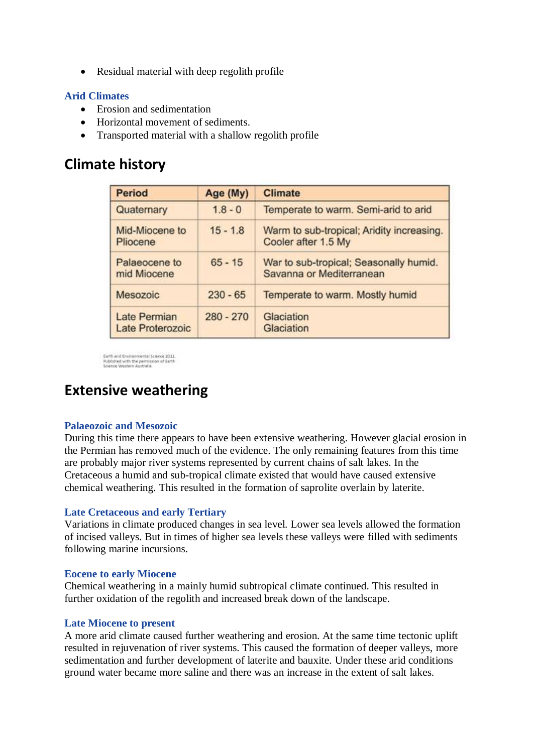- Residual material with deep regolith profile

### Arid Climates

- Erosion and sedimentation
- Horizontal movement of sediments.
- Transported material with a shallow regolith profile

## Climate history

| Period | Age (My) | Climate |
|---|---|---|
| Quaternary | 1.8 - 0 | Temperate to warm. Semi-arid to arid |
| Mid-Miocene to Pliocene | 15 - 1.8 | Warm to sub-tropical; Aridity increasing. Cooler after 1.5 My |
| Palaeocene to mid Miocene | 65 - 15 | War to sub-tropical; Seasonally humid. Savanna or Mediterranean |
| Mesozoic | 230 - 65 | Temperate to warm. Mostly humid |
| Late Permian<br>Late Proterozoic | 280 - 270 | Glaciation<br>Glaciation |

Earth and Environmental Science 2011. Published with the permission of Earth Science Western Australia

## Extensive weathering

### Palaeozoic and Mesozoic

During this time there appears to have been extensive weathering. However glacial erosion in the Permian has removed much of the evidence. The only remaining features from this time are probably major river systems represented by current chains of salt lakes. In the Cretaceous a humid and sub-tropical climate existed that would have caused extensive chemical weathering. This resulted in the formation of saprolite overlain by laterite.

### Late Cretaceous and early Tertiary

Variations in climate produced changes in sea level. Lower sea levels allowed the formation of incised valleys. But in times of higher sea levels these valleys were filled with sediments following marine incursions.

### Eocene to early Miocene

Chemical weathering in a mainly humid subtropical climate continued. This resulted in further oxidation of the regolith and increased break down of the landscape.

### Late Miocene to present

A more arid climate caused further weathering and erosion. At the same time tectonic uplift resulted in rejuvenation of river systems. This caused the formation of deeper valleys, more sedimentation and further development of laterite and bauxite. Under these arid conditions ground water became more saline and there was an increase in the extent of salt lakes.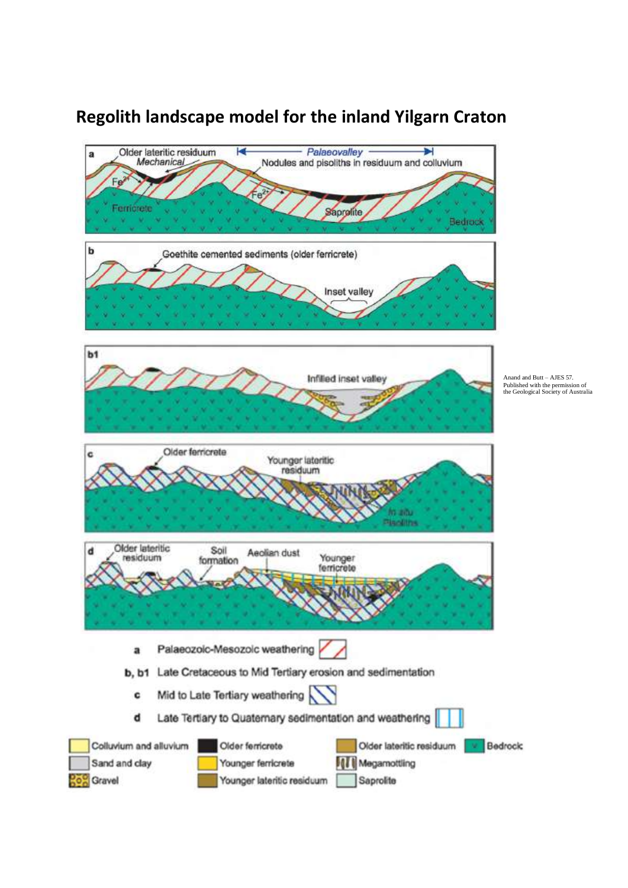## Regolith landscape model for the inland Yilgarn Craton

a — Older lateritic residuum; Mechanical; Palaeovalley; Nodules and pisoliths in residuum and colluvium; $Fe^{2+}$; Ferricrete; $Fe^{2+}$; Saprolite; Bedrock

b — Goethite cemented sediments (older ferricrete); Inset valley

b1 — Infilled inset valley

c — Older ferricrete; Younger lateritic residuum; In situ Pisoliths

d — Older lateritic residuum; Soil formation; Aeolian dust; Younger ferricrete

Anand and Butt – AJES 57. Published with the permission of the Geological Society of Australia

- **a** Palaeozoic-Mesozoic weathering
- **b, b1** Late Cretaceous to Mid Tertiary erosion and sedimentation
- **c** Mid to Late Tertiary weathering
- **d** Late Tertiary to Quaternary sedimentation and weathering

Colluvium and alluvium; Sand and clay; Gravel; Older ferricrete; Younger ferricrete; Younger lateritic residuum; Older lateritic residuum; Megamottling; Saprolite; Bedrock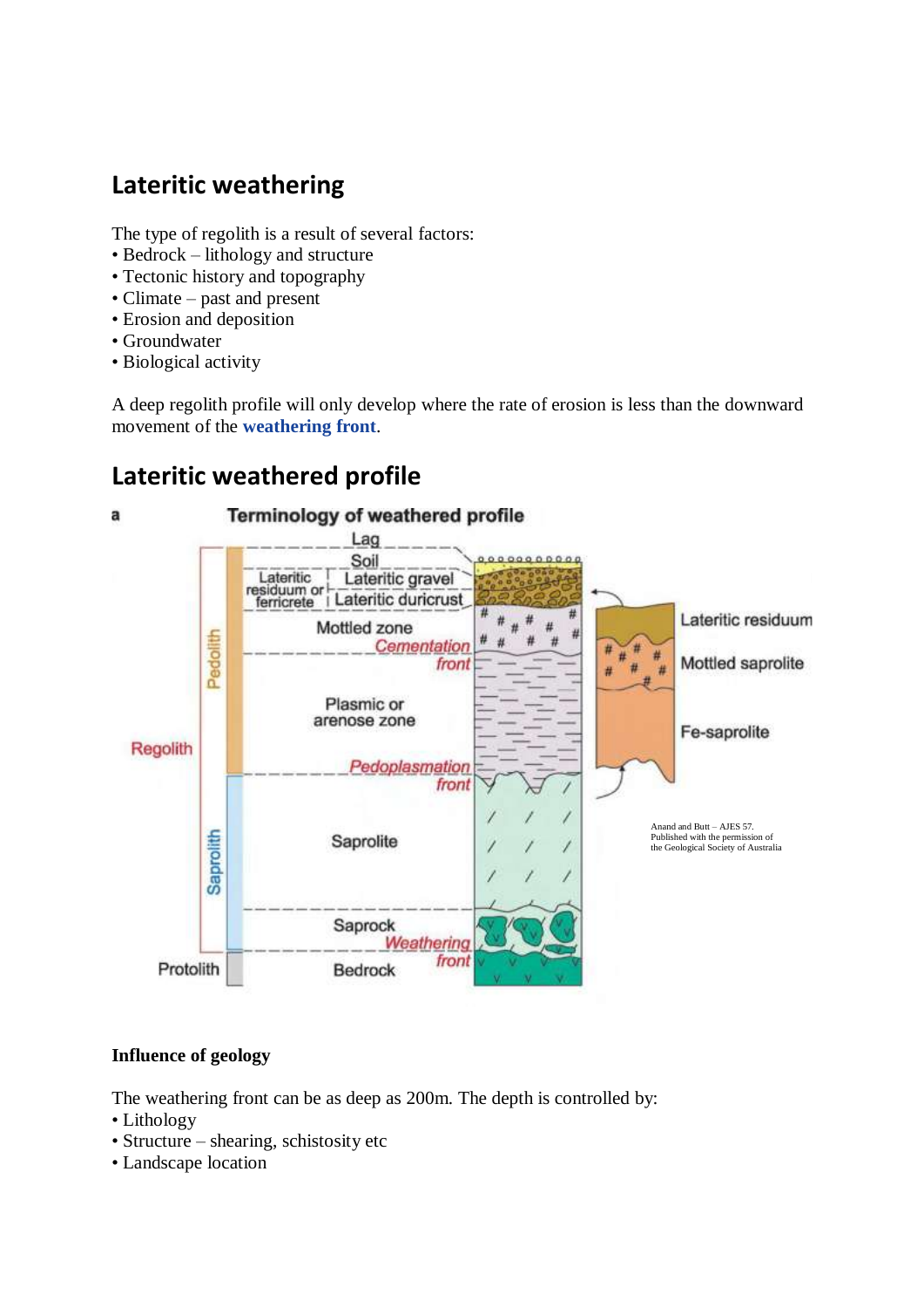## Lateritic weathering

The type of regolith is a result of several factors:
- Bedrock – lithology and structure
- Tectonic history and topography
- Climate – past and present
- Erosion and deposition
- Groundwater
- Biological activity

A deep regolith profile will only develop where the rate of erosion is less than the downward movement of the **weathering front**.

## Lateritic weathered profile

**Influence of geology**

The weathering front can be as deep as 200m. The depth is controlled by:
- Lithology
- Structure – shearing, schistosity etc
- Landscape location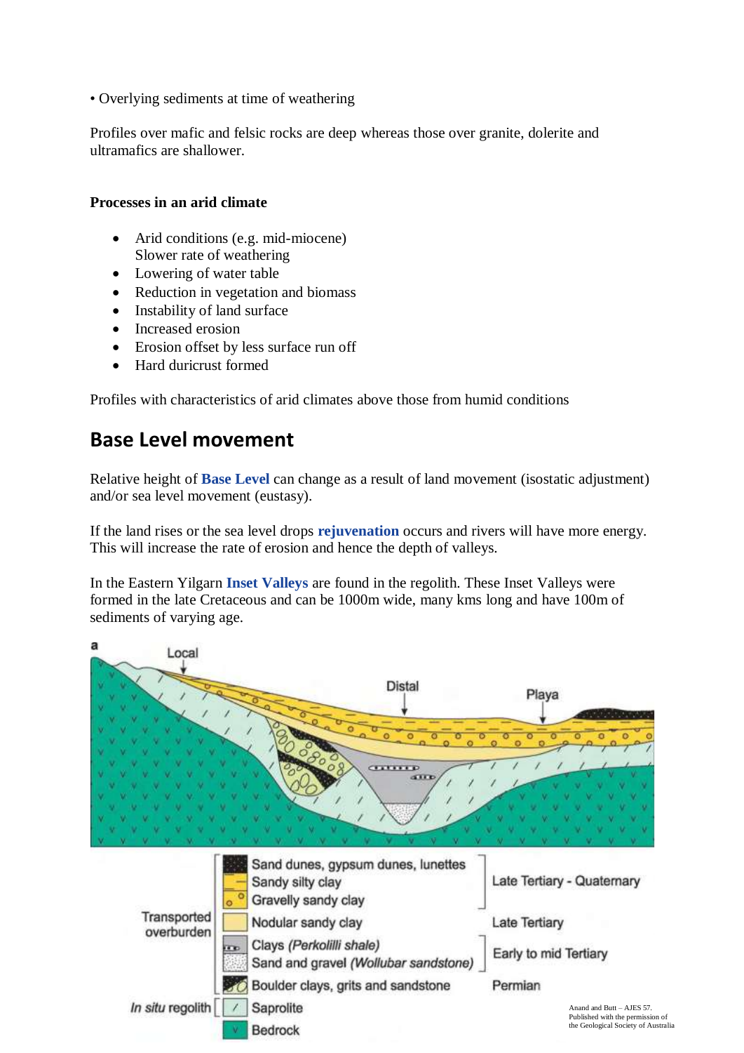• Overlying sediments at time of weathering

Profiles over mafic and felsic rocks are deep whereas those over granite, dolerite and ultramafics are shallower.

**Processes in an arid climate**

- Arid conditions (e.g. mid-miocene)
  Slower rate of weathering
- Lowering of water table
- Reduction in vegetation and biomass
- Instability of land surface
- Increased erosion
- Erosion offset by less surface run off
- Hard duricrust formed

Profiles with characteristics of arid climates above those from humid conditions

## Base Level movement

Relative height of **Base Level** can change as a result of land movement (isostatic adjustment) and/or sea level movement (eustasy).

If the land rises or the sea level drops **rejuvenation** occurs and rivers will have more energy. This will increase the rate of erosion and hence the depth of valleys.

In the Eastern Yilgarn **Inset Valleys** are found in the regolith. These Inset Valleys were formed in the late Cretaceous and can be 1000m wide, many kms long and have 100m of sediments of varying age.

a

Local

Distal

Playa

Transported overburden:
- Sand dunes, gypsum dunes, lunettes — Late Tertiary - Quaternary
- Sandy silty clay — Late Tertiary - Quaternary
- Gravelly sandy clay — Late Tertiary - Quaternary
- Nodular sandy clay — Late Tertiary
- Clays *(Perkolilli shale)* — Early to mid Tertiary
- Sand and gravel *(Wollubar sandstone)* — Early to mid Tertiary
- Boulder clays, grits and sandstone — Permian

*In situ* regolith:
- Saprolite
- Bedrock

Anand and Butt – AJES 57. Published with the permission of the Geological Society of Australia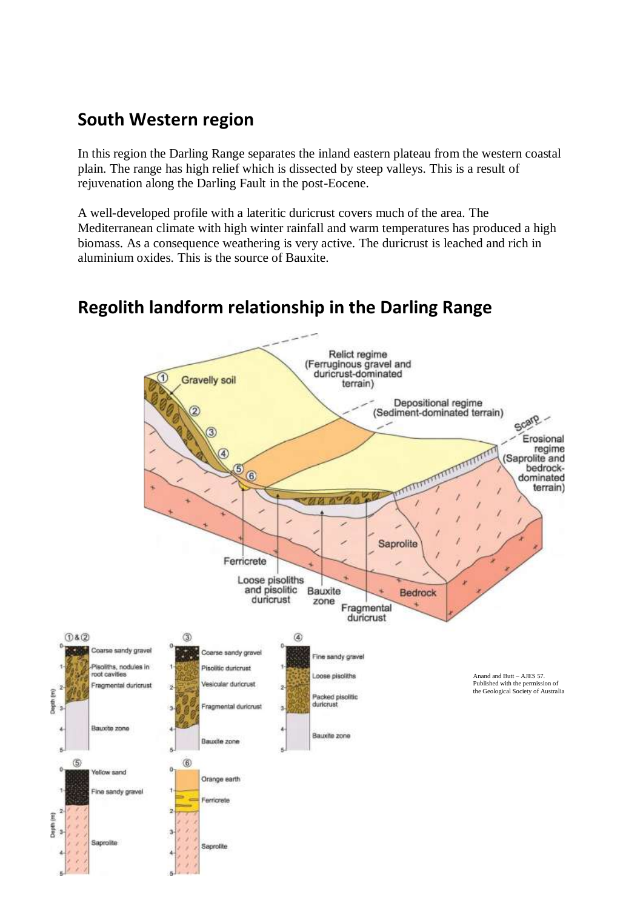## South Western region

In this region the Darling Range separates the inland eastern plateau from the western coastal plain. The range has high relief which is dissected by steep valleys. This is a result of rejuvenation along the Darling Fault in the post-Eocene.

A well-developed profile with a lateritic duricrust covers much of the area. The Mediterranean climate with high winter rainfall and warm temperatures has produced a high biomass. As a consequence weathering is very active. The duricrust is leached and rich in aluminium oxides. This is the source of Bauxite.

## Regolith landform relationship in the Darling Range

Anand and Butt – AJES 57.
Published with the permission of the Geological Society of Australia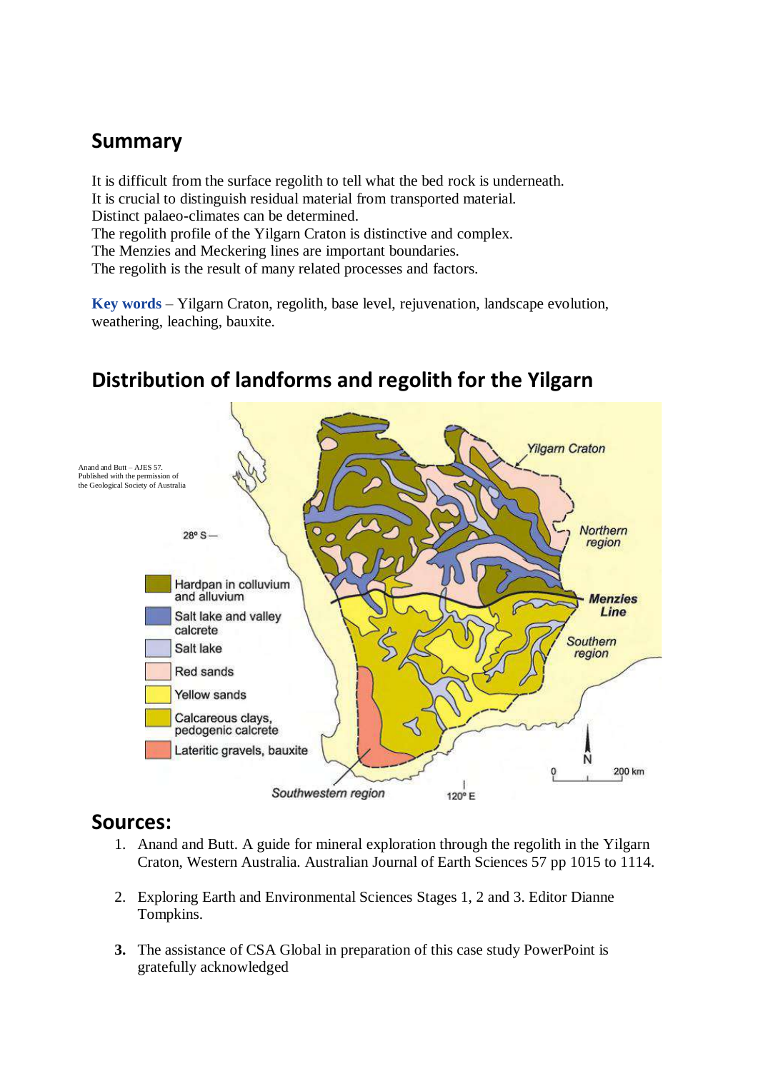## Summary

It is difficult from the surface regolith to tell what the bed rock is underneath.
It is crucial to distinguish residual material from transported material.
Distinct palaeo-climates can be determined.
The regolith profile of the Yilgarn Craton is distinctive and complex.
The Menzies and Meckering lines are important boundaries.
The regolith is the result of many related processes and factors.

**Key words** – Yilgarn Craton, regolith, base level, rejuvenation, landscape evolution, weathering, leaching, bauxite.

## Distribution of landforms and regolith for the Yilgarn

Anand and Butt – AJES 57.
Published with the permission of the Geological Society of Australia

Yilgarn Craton
Northern region
Menzies Line
Southern region
Southwestern region
28° S
120° E
N
0
200 km

Hardpan in colluvium and alluvium
Salt lake and valley calcrete
Salt lake
Red sands
Yellow sands
Calcareous clays, pedogenic calcrete
Lateritic gravels, bauxite

## Sources:

1. Anand and Butt. A guide for mineral exploration through the regolith in the Yilgarn Craton, Western Australia. Australian Journal of Earth Sciences 57 pp 1015 to 1114.

2. Exploring Earth and Environmental Sciences Stages 1, 2 and 3. Editor Dianne Tompkins.

3. The assistance of CSA Global in preparation of this case study PowerPoint is gratefully acknowledged